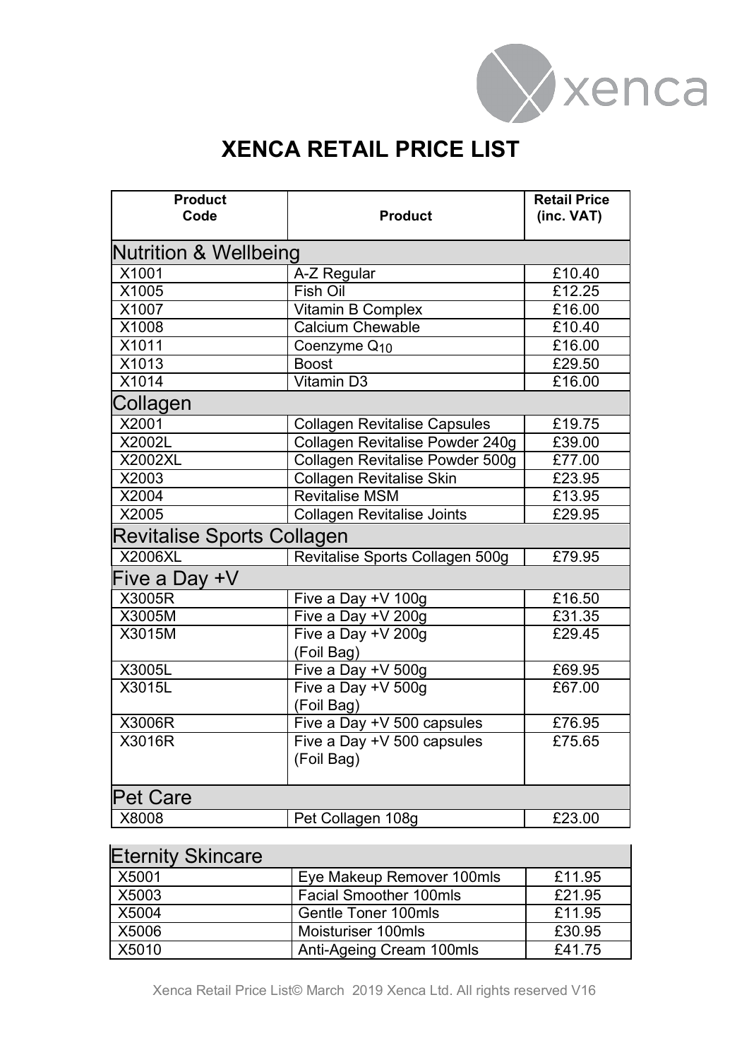# XENCA RETAIL PRICE LIST

| Product Code | Product | Retail Price (inc. VAT) |
| --- | --- | --- |
| **Nutrition & Wellbeing** | | |
| X1001 | A-Z Regular | £10.40 |
| X1005 | Fish Oil | £12.25 |
| X1007 | Vitamin B Complex | £16.00 |
| X1008 | Calcium Chewable | £10.40 |
| X1011 | Coenzyme $Q_{10}$ | £16.00 |
| X1013 | Boost | £29.50 |
| X1014 | Vitamin D3 | £16.00 |
| **Collagen** | | |
| X2001 | Collagen Revitalise Capsules | £19.75 |
| X2002L | Collagen Revitalise Powder 240g | £39.00 |
| X2002XL | Collagen Revitalise Powder 500g | £77.00 |
| X2003 | Collagen Revitalise Skin | £23.95 |
| X2004 | Revitalise MSM | £13.95 |
| X2005 | Collagen Revitalise Joints | £29.95 |
| **Revitalise Sports Collagen** | | |
| X2006XL | Revitalise Sports Collagen 500g | £79.95 |
| **Five a Day +V** | | |
| X3005R | Five a Day +V 100g | £16.50 |
| X3005M | Five a Day +V 200g | £31.35 |
| X3015M | Five a Day +V 200g (Foil Bag) | £29.45 |
| X3005L | Five a Day +V 500g | £69.95 |
| X3015L | Five a Day +V 500g (Foil Bag) | £67.00 |
| X3006R | Five a Day +V 500 capsules | £76.95 |
| X3016R | Five a Day +V 500 capsules (Foil Bag) | £75.65 |
| **Pet Care** | | |
| X8008 | Pet Collagen 108g | £23.00 |

| | | |
| --- | --- | --- |
| **Eternity Skincare** | | |
| X5001 | Eye Makeup Remover 100mls | £11.95 |
| X5003 | Facial Smoother 100mls | £21.95 |
| X5004 | Gentle Toner 100mls | £11.95 |
| X5006 | Moisturiser 100mls | £30.95 |
| X5010 | Anti-Ageing Cream 100mls | £41.75 |

Xenca Retail Price List© March 2019 Xenca Ltd. All rights reserved V16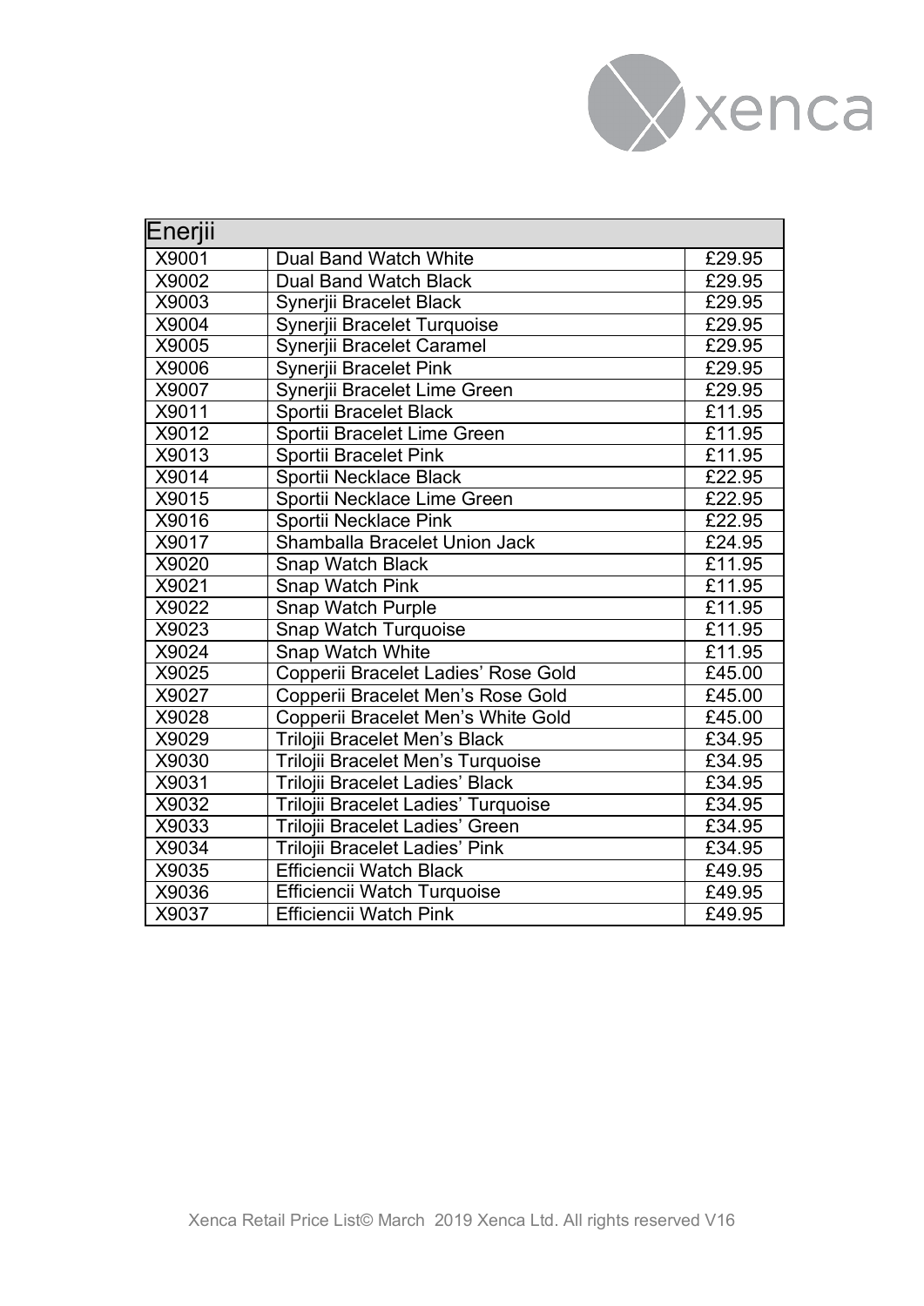| Enerjii | | |
|---|---|---|
| X9001 | Dual Band Watch White | £29.95 |
| X9002 | Dual Band Watch Black | £29.95 |
| X9003 | Synerjii Bracelet Black | £29.95 |
| X9004 | Synerjii Bracelet Turquoise | £29.95 |
| X9005 | Synerjii Bracelet Caramel | £29.95 |
| X9006 | Synerjii Bracelet Pink | £29.95 |
| X9007 | Synerjii Bracelet Lime Green | £29.95 |
| X9011 | Sportii Bracelet Black | £11.95 |
| X9012 | Sportii Bracelet Lime Green | £11.95 |
| X9013 | Sportii Bracelet Pink | £11.95 |
| X9014 | Sportii Necklace Black | £22.95 |
| X9015 | Sportii Necklace Lime Green | £22.95 |
| X9016 | Sportii Necklace Pink | £22.95 |
| X9017 | Shamballa Bracelet Union Jack | £24.95 |
| X9020 | Snap Watch Black | £11.95 |
| X9021 | Snap Watch Pink | £11.95 |
| X9022 | Snap Watch Purple | £11.95 |
| X9023 | Snap Watch Turquoise | £11.95 |
| X9024 | Snap Watch White | £11.95 |
| X9025 | Copperii Bracelet Ladies' Rose Gold | £45.00 |
| X9027 | Copperii Bracelet Men's Rose Gold | £45.00 |
| X9028 | Copperii Bracelet Men's White Gold | £45.00 |
| X9029 | Trilojii Bracelet Men's Black | £34.95 |
| X9030 | Trilojii Bracelet Men's Turquoise | £34.95 |
| X9031 | Trilojii Bracelet Ladies' Black | £34.95 |
| X9032 | Trilojii Bracelet Ladies' Turquoise | £34.95 |
| X9033 | Trilojii Bracelet Ladies' Green | £34.95 |
| X9034 | Trilojii Bracelet Ladies' Pink | £34.95 |
| X9035 | Efficiencii Watch Black | £49.95 |
| X9036 | Efficiencii Watch Turquoise | £49.95 |
| X9037 | Efficiencii Watch Pink | £49.95 |